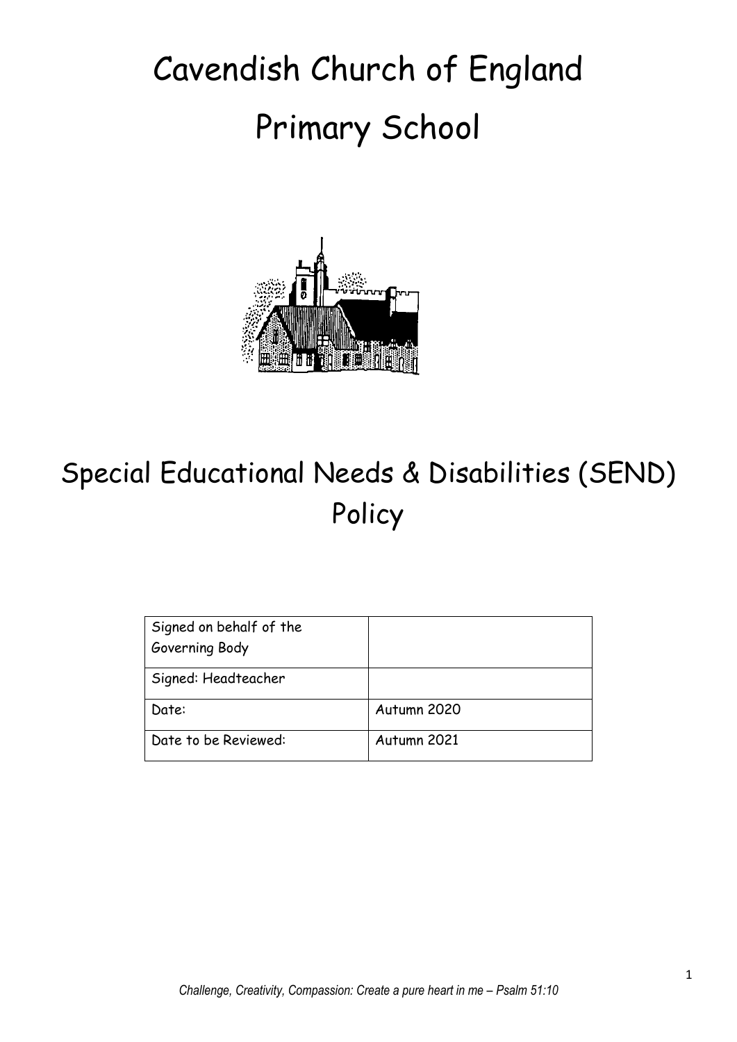# Cavendish Church of England Primary School

## Special Educational Needs & Disabilities (SEND) Policy

| Signed on behalf of the Governing Body | |
|---|---|
| Signed: Headteacher | |
| Date: | Autumn 2020 |
| Date to be Reviewed: | Autumn 2021 |

*Challenge, Creativity, Compassion: Create a pure heart in me – Psalm 51:10*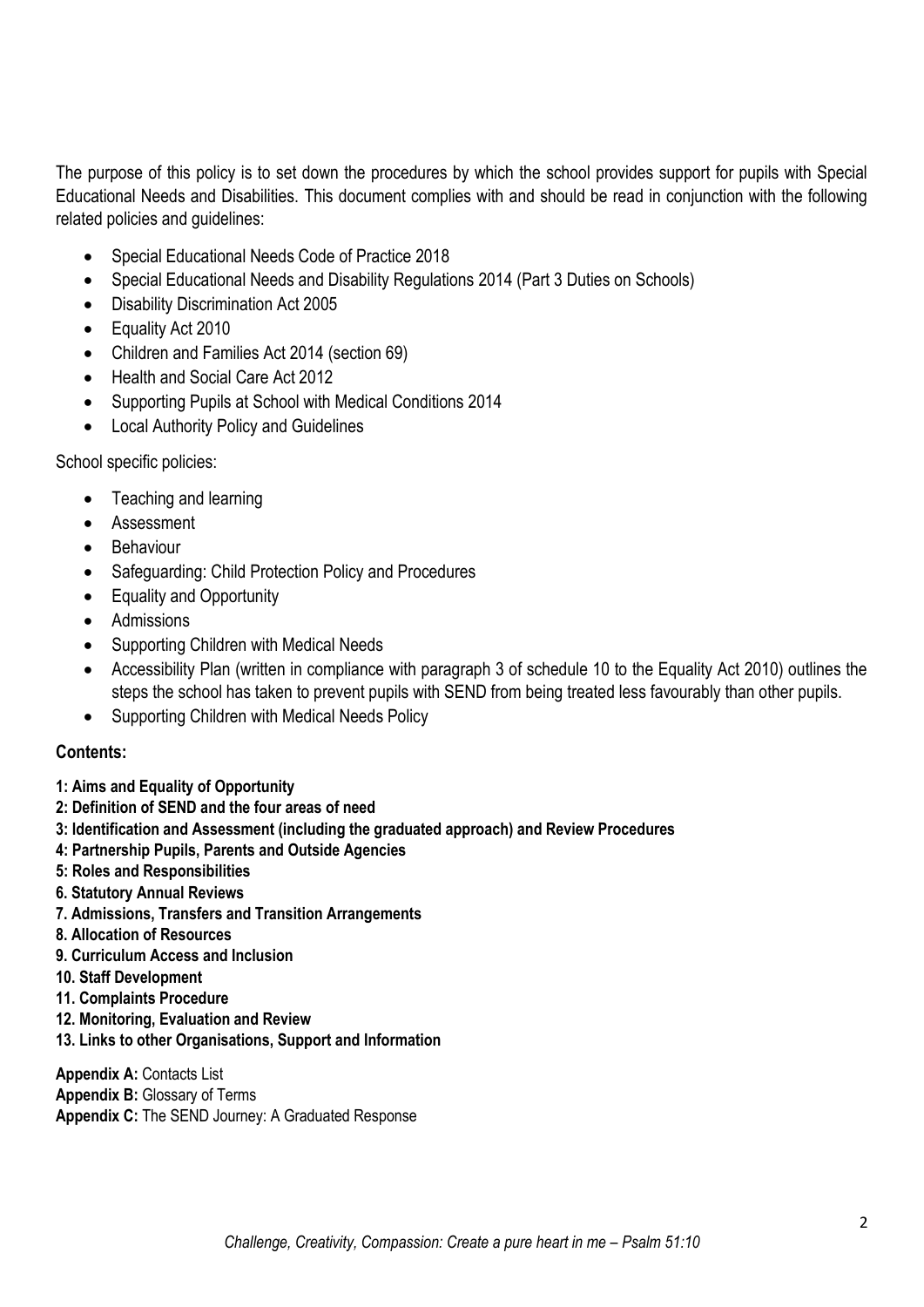The purpose of this policy is to set down the procedures by which the school provides support for pupils with Special Educational Needs and Disabilities. This document complies with and should be read in conjunction with the following related policies and guidelines:

- Special Educational Needs Code of Practice 2018
- Special Educational Needs and Disability Regulations 2014 (Part 3 Duties on Schools)
- Disability Discrimination Act 2005
- Equality Act 2010
- Children and Families Act 2014 (section 69)
- Health and Social Care Act 2012
- Supporting Pupils at School with Medical Conditions 2014
- Local Authority Policy and Guidelines

School specific policies:

- Teaching and learning
- Assessment
- Behaviour
- Safeguarding: Child Protection Policy and Procedures
- Equality and Opportunity
- Admissions
- Supporting Children with Medical Needs
- Accessibility Plan (written in compliance with paragraph 3 of schedule 10 to the Equality Act 2010) outlines the steps the school has taken to prevent pupils with SEND from being treated less favourably than other pupils.
- Supporting Children with Medical Needs Policy

## Contents:

**1: Aims and Equality of Opportunity**
**2: Definition of SEND and the four areas of need**
**3: Identification and Assessment (including the graduated approach) and Review Procedures**
**4: Partnership Pupils, Parents and Outside Agencies**
**5: Roles and Responsibilities**
**6. Statutory Annual Reviews**
**7. Admissions, Transfers and Transition Arrangements**
**8. Allocation of Resources**
**9. Curriculum Access and Inclusion**
**10. Staff Development**
**11. Complaints Procedure**
**12. Monitoring, Evaluation and Review**
**13. Links to other Organisations, Support and Information**

**Appendix A:** Contacts List
**Appendix B:** Glossary of Terms
**Appendix C:** The SEND Journey: A Graduated Response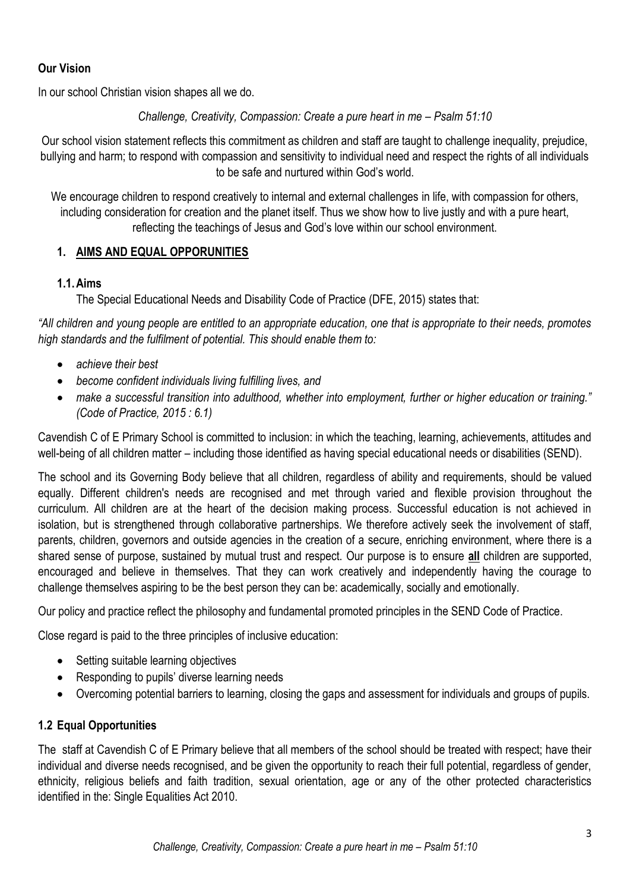**Our Vision**

In our school Christian vision shapes all we do.

*Challenge, Creativity, Compassion: Create a pure heart in me – Psalm 51:10*

Our school vision statement reflects this commitment as children and staff are taught to challenge inequality, prejudice, bullying and harm; to respond with compassion and sensitivity to individual need and respect the rights of all individuals to be safe and nurtured within God's world.

We encourage children to respond creatively to internal and external challenges in life, with compassion for others, including consideration for creation and the planet itself. Thus we show how to live justly and with a pure heart, reflecting the teachings of Jesus and God's love within our school environment.

## 1. AIMS AND EQUAL OPPORUNITIES

### 1.1. Aims

The Special Educational Needs and Disability Code of Practice (DFE, 2015) states that:

*"All children and young people are entitled to an appropriate education, one that is appropriate to their needs, promotes high standards and the fulfilment of potential. This should enable them to:*

- *achieve their best*
- *become confident individuals living fulfilling lives, and*
- *make a successful transition into adulthood, whether into employment, further or higher education or training." (Code of Practice, 2015 : 6.1)*

Cavendish C of E Primary School is committed to inclusion: in which the teaching, learning, achievements, attitudes and well-being of all children matter – including those identified as having special educational needs or disabilities (SEND).

The school and its Governing Body believe that all children, regardless of ability and requirements, should be valued equally. Different children's needs are recognised and met through varied and flexible provision throughout the curriculum. All children are at the heart of the decision making process. Successful education is not achieved in isolation, but is strengthened through collaborative partnerships. We therefore actively seek the involvement of staff, parents, children, governors and outside agencies in the creation of a secure, enriching environment, where there is a shared sense of purpose, sustained by mutual trust and respect. Our purpose is to ensure **all** children are supported, encouraged and believe in themselves. That they can work creatively and independently having the courage to challenge themselves aspiring to be the best person they can be: academically, socially and emotionally.

Our policy and practice reflect the philosophy and fundamental promoted principles in the SEND Code of Practice.

Close regard is paid to the three principles of inclusive education:

- Setting suitable learning objectives
- Responding to pupils' diverse learning needs
- Overcoming potential barriers to learning, closing the gaps and assessment for individuals and groups of pupils.

### 1.2 Equal Opportunities

The staff at Cavendish C of E Primary believe that all members of the school should be treated with respect; have their individual and diverse needs recognised, and be given the opportunity to reach their full potential, regardless of gender, ethnicity, religious beliefs and faith tradition, sexual orientation, age or any of the other protected characteristics identified in the: Single Equalities Act 2010.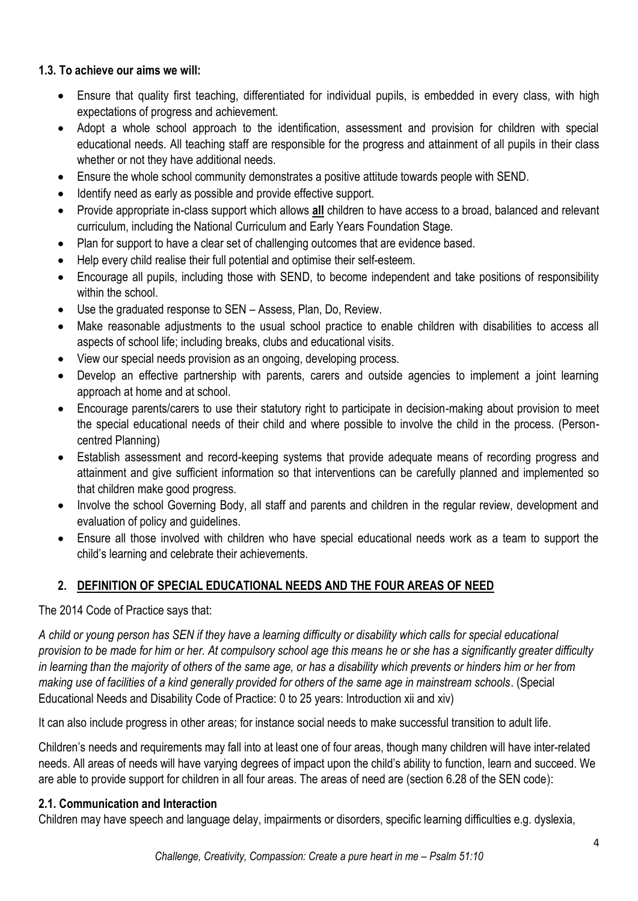### 1.3. To achieve our aims we will:

- Ensure that quality first teaching, differentiated for individual pupils, is embedded in every class, with high expectations of progress and achievement.
- Adopt a whole school approach to the identification, assessment and provision for children with special educational needs. All teaching staff are responsible for the progress and attainment of all pupils in their class whether or not they have additional needs.
- Ensure the whole school community demonstrates a positive attitude towards people with SEND.
- Identify need as early as possible and provide effective support.
- Provide appropriate in-class support which allows **<u>all</u>** children to have access to a broad, balanced and relevant curriculum, including the National Curriculum and Early Years Foundation Stage.
- Plan for support to have a clear set of challenging outcomes that are evidence based.
- Help every child realise their full potential and optimise their self-esteem.
- Encourage all pupils, including those with SEND, to become independent and take positions of responsibility within the school.
- Use the graduated response to SEN – Assess, Plan, Do, Review.
- Make reasonable adjustments to the usual school practice to enable children with disabilities to access all aspects of school life; including breaks, clubs and educational visits.
- View our special needs provision as an ongoing, developing process.
- Develop an effective partnership with parents, carers and outside agencies to implement a joint learning approach at home and at school.
- Encourage parents/carers to use their statutory right to participate in decision-making about provision to meet the special educational needs of their child and where possible to involve the child in the process. (Person-centred Planning)
- Establish assessment and record-keeping systems that provide adequate means of recording progress and attainment and give sufficient information so that interventions can be carefully planned and implemented so that children make good progress.
- Involve the school Governing Body, all staff and parents and children in the regular review, development and evaluation of policy and guidelines.
- Ensure all those involved with children who have special educational needs work as a team to support the child's learning and celebrate their achievements.

## 2. <u>DEFINITION OF SPECIAL EDUCATIONAL NEEDS AND THE FOUR AREAS OF NEED</u>

The 2014 Code of Practice says that:

*A child or young person has SEN if they have a learning difficulty or disability which calls for special educational provision to be made for him or her. At compulsory school age this means he or she has a significantly greater difficulty in learning than the majority of others of the same age, or has a disability which prevents or hinders him or her from making use of facilities of a kind generally provided for others of the same age in mainstream schools*. (Special Educational Needs and Disability Code of Practice: 0 to 25 years: Introduction xii and xiv)

It can also include progress in other areas; for instance social needs to make successful transition to adult life.

Children's needs and requirements may fall into at least one of four areas, though many children will have inter-related needs. All areas of needs will have varying degrees of impact upon the child's ability to function, learn and succeed. We are able to provide support for children in all four areas. The areas of need are (section 6.28 of the SEN code):

### 2.1. Communication and Interaction

Children may have speech and language delay, impairments or disorders, specific learning difficulties e.g. dyslexia,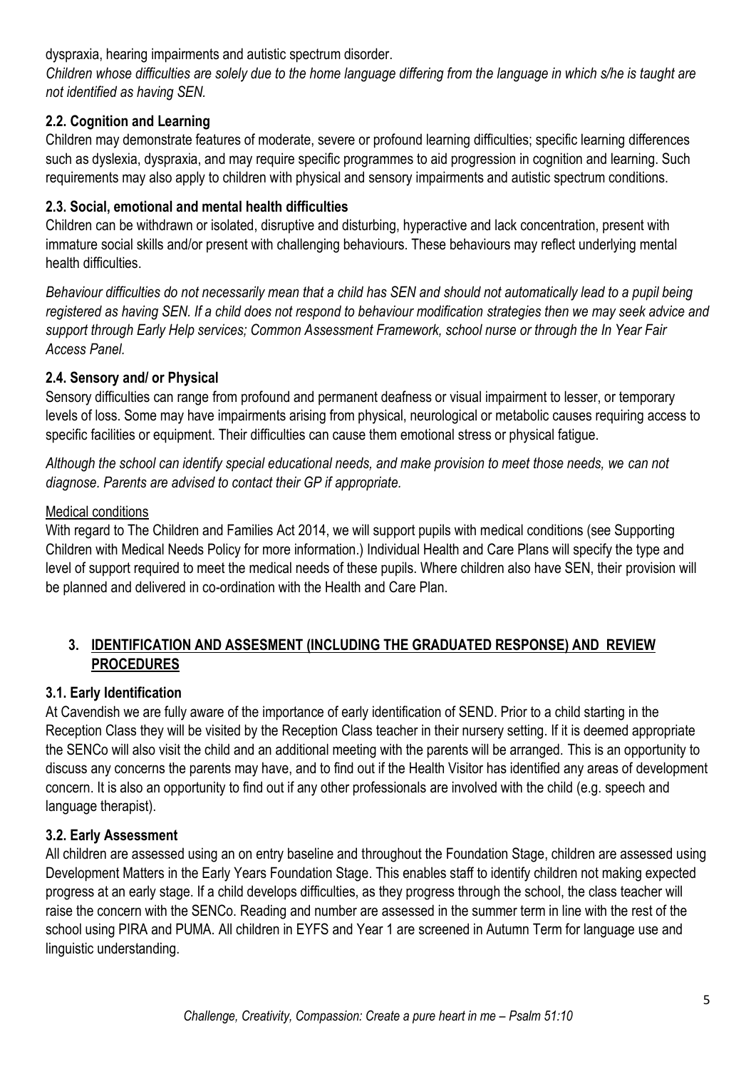dyspraxia, hearing impairments and autistic spectrum disorder.

*Children whose difficulties are solely due to the home language differing from the language in which s/he is taught are not identified as having SEN.*

### 2.2. Cognition and Learning

Children may demonstrate features of moderate, severe or profound learning difficulties; specific learning differences such as dyslexia, dyspraxia, and may require specific programmes to aid progression in cognition and learning. Such requirements may also apply to children with physical and sensory impairments and autistic spectrum conditions.

### 2.3. Social, emotional and mental health difficulties

Children can be withdrawn or isolated, disruptive and disturbing, hyperactive and lack concentration, present with immature social skills and/or present with challenging behaviours. These behaviours may reflect underlying mental health difficulties.

*Behaviour difficulties do not necessarily mean that a child has SEN and should not automatically lead to a pupil being registered as having SEN. If a child does not respond to behaviour modification strategies then we may seek advice and support through Early Help services; Common Assessment Framework, school nurse or through the In Year Fair Access Panel.*

### 2.4. Sensory and/ or Physical

Sensory difficulties can range from profound and permanent deafness or visual impairment to lesser, or temporary levels of loss. Some may have impairments arising from physical, neurological or metabolic causes requiring access to specific facilities or equipment. Their difficulties can cause them emotional stress or physical fatigue.

*Although the school can identify special educational needs, and make provision to meet those needs, we can not diagnose. Parents are advised to contact their GP if appropriate.*

<u>Medical conditions</u>

With regard to The Children and Families Act 2014, we will support pupils with medical conditions (see Supporting Children with Medical Needs Policy for more information.) Individual Health and Care Plans will specify the type and level of support required to meet the medical needs of these pupils. Where children also have SEN, their provision will be planned and delivered in co-ordination with the Health and Care Plan.

## 3. IDENTIFICATION AND ASSESMENT (INCLUDING THE GRADUATED RESPONSE) AND REVIEW PROCEDURES

### 3.1. Early Identification

At Cavendish we are fully aware of the importance of early identification of SEND. Prior to a child starting in the Reception Class they will be visited by the Reception Class teacher in their nursery setting. If it is deemed appropriate the SENCo will also visit the child and an additional meeting with the parents will be arranged. This is an opportunity to discuss any concerns the parents may have, and to find out if the Health Visitor has identified any areas of development concern. It is also an opportunity to find out if any other professionals are involved with the child (e.g. speech and language therapist).

### 3.2. Early Assessment

All children are assessed using an on entry baseline and throughout the Foundation Stage, children are assessed using Development Matters in the Early Years Foundation Stage. This enables staff to identify children not making expected progress at an early stage. If a child develops difficulties, as they progress through the school, the class teacher will raise the concern with the SENCo. Reading and number are assessed in the summer term in line with the rest of the school using PIRA and PUMA. All children in EYFS and Year 1 are screened in Autumn Term for language use and linguistic understanding.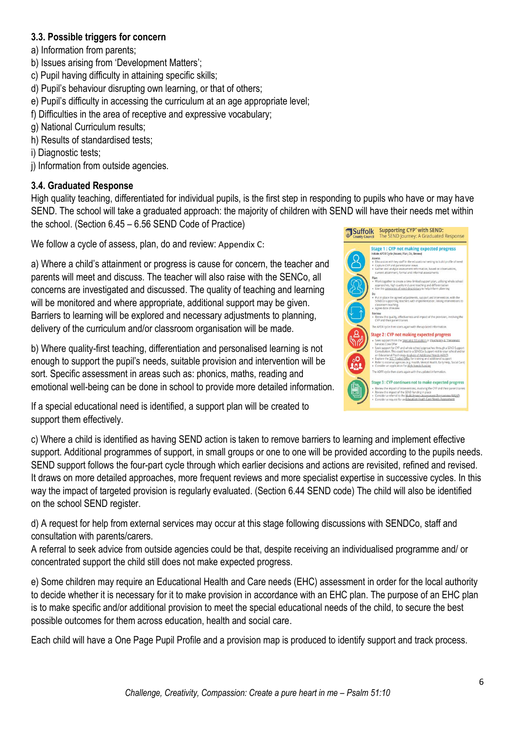### 3.3. Possible triggers for concern

a) Information from parents;
b) Issues arising from 'Development Matters';
c) Pupil having difficulty in attaining specific skills;
d) Pupil's behaviour disrupting own learning, or that of others;
e) Pupil's difficulty in accessing the curriculum at an age appropriate level;
f) Difficulties in the area of receptive and expressive vocabulary;
g) National Curriculum results;
h) Results of standardised tests;
i) Diagnostic tests;
j) Information from outside agencies.

### 3.4. Graduated Response

High quality teaching, differentiated for individual pupils, is the first step in responding to pupils who have or may have SEND. The school will take a graduated approach: the majority of children with SEND will have their needs met within the school. (Section 6.45 – 6.56 SEND Code of Practice)

We follow a cycle of assess, plan, do and review: Appendix C:

a) Where a child's attainment or progress is cause for concern, the teacher and parents will meet and discuss. The teacher will also raise with the SENCo, all concerns are investigated and discussed. The quality of teaching and learning will be monitored and where appropriate, additional support may be given. Barriers to learning will be explored and necessary adjustments to planning, delivery of the curriculum and/or classroom organisation will be made.

b) Where quality-first teaching, differentiation and personalised learning is not enough to support the pupil's needs, suitable provision and intervention will be sort. Specific assessment in areas such as: phonics, maths, reading and emotional well-being can be done in school to provide more detailed information.

If a special educational need is identified, a support plan will be created to support them effectively.

c) Where a child is identified as having SEND action is taken to remove barriers to learning and implement effective support. Additional programmes of support, in small groups or one to one will be provided according to the pupils needs. SEND support follows the four-part cycle through which earlier decisions and actions are revisited, refined and revised. It draws on more detailed approaches, more frequent reviews and more specialist expertise in successive cycles. In this way the impact of targeted provision is regularly evaluated. (Section 6.44 SEND code) The child will also be identified on the school SEND register.

d) A request for help from external services may occur at this stage following discussions with SENDCo, staff and consultation with parents/carers.
A referral to seek advice from outside agencies could be that, despite receiving an individualised programme and/ or concentrated support the child still does not make expected progress.

e) Some children may require an Educational Health and Care needs (EHC) assessment in order for the local authority to decide whether it is necessary for it to make provision in accordance with an EHC plan. The purpose of an EHC plan is to make specific and/or additional provision to meet the special educational needs of the child, to secure the best possible outcomes for them across education, health and social care.

Each child will have a One Page Pupil Profile and a provision map is produced to identify support and track process.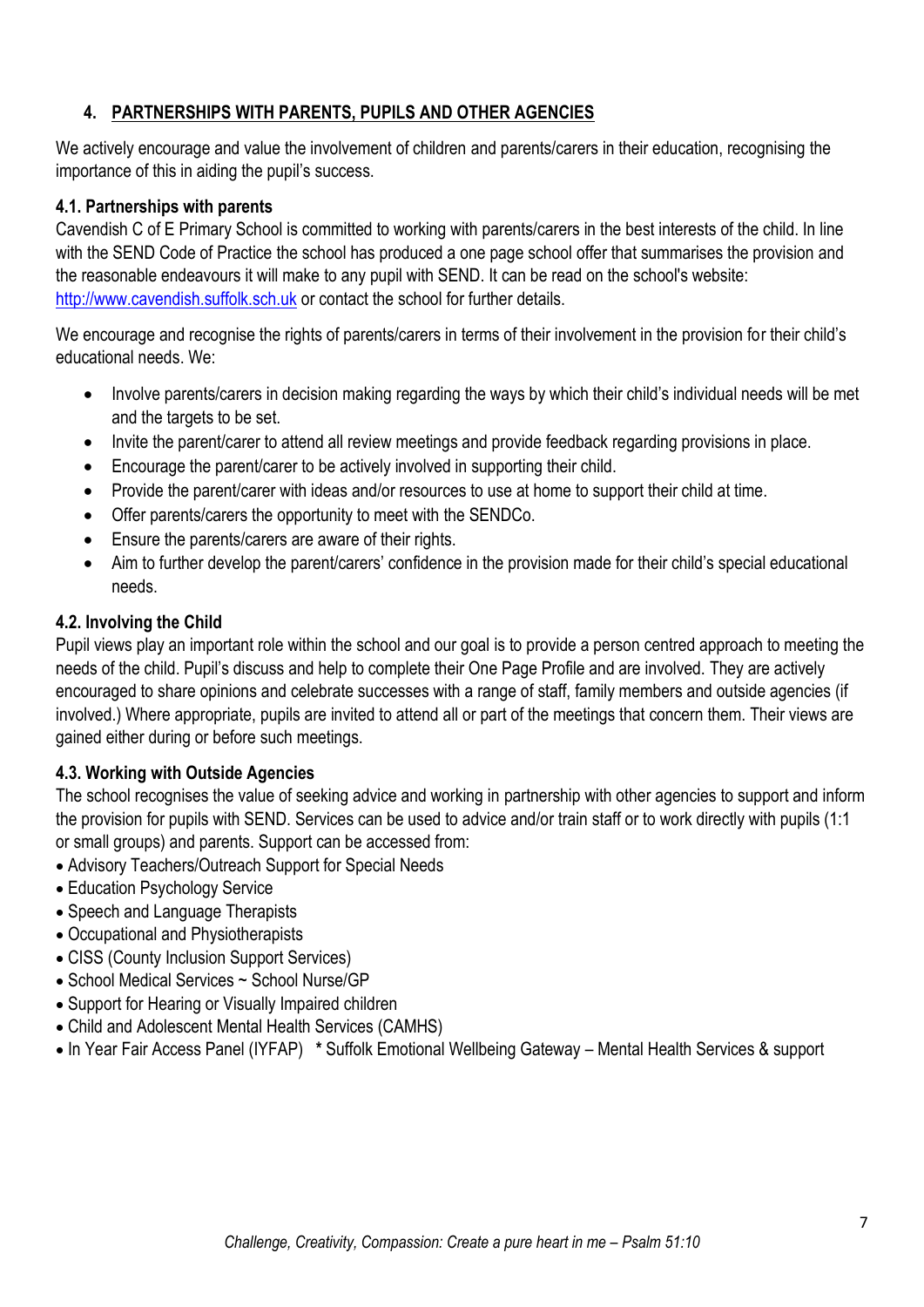## 4. PARTNERSHIPS WITH PARENTS, PUPILS AND OTHER AGENCIES

We actively encourage and value the involvement of children and parents/carers in their education, recognising the importance of this in aiding the pupil's success.

### 4.1. Partnerships with parents

Cavendish C of E Primary School is committed to working with parents/carers in the best interests of the child. In line with the SEND Code of Practice the school has produced a one page school offer that summarises the provision and the reasonable endeavours it will make to any pupil with SEND. It can be read on the school's website: [http://www.cavendish.suffolk.sch.uk](http://www.cavendish.suffolk.sch.uk) or contact the school for further details.

We encourage and recognise the rights of parents/carers in terms of their involvement in the provision for their child's educational needs. We:

- Involve parents/carers in decision making regarding the ways by which their child's individual needs will be met and the targets to be set.
- Invite the parent/carer to attend all review meetings and provide feedback regarding provisions in place.
- Encourage the parent/carer to be actively involved in supporting their child.
- Provide the parent/carer with ideas and/or resources to use at home to support their child at time.
- Offer parents/carers the opportunity to meet with the SENDCo.
- Ensure the parents/carers are aware of their rights.
- Aim to further develop the parent/carers' confidence in the provision made for their child's special educational needs.

### 4.2. Involving the Child

Pupil views play an important role within the school and our goal is to provide a person centred approach to meeting the needs of the child. Pupil's discuss and help to complete their One Page Profile and are involved. They are actively encouraged to share opinions and celebrate successes with a range of staff, family members and outside agencies (if involved.) Where appropriate, pupils are invited to attend all or part of the meetings that concern them. Their views are gained either during or before such meetings.

### 4.3. Working with Outside Agencies

The school recognises the value of seeking advice and working in partnership with other agencies to support and inform the provision for pupils with SEND. Services can be used to advice and/or train staff or to work directly with pupils (1:1 or small groups) and parents. Support can be accessed from:

- Advisory Teachers/Outreach Support for Special Needs
- Education Psychology Service
- Speech and Language Therapists
- Occupational and Physiotherapists
- CISS (County Inclusion Support Services)
- School Medical Services ~ School Nurse/GP
- Support for Hearing or Visually Impaired children
- Child and Adolescent Mental Health Services (CAMHS)
- In Year Fair Access Panel (IYFAP) * Suffolk Emotional Wellbeing Gateway – Mental Health Services & support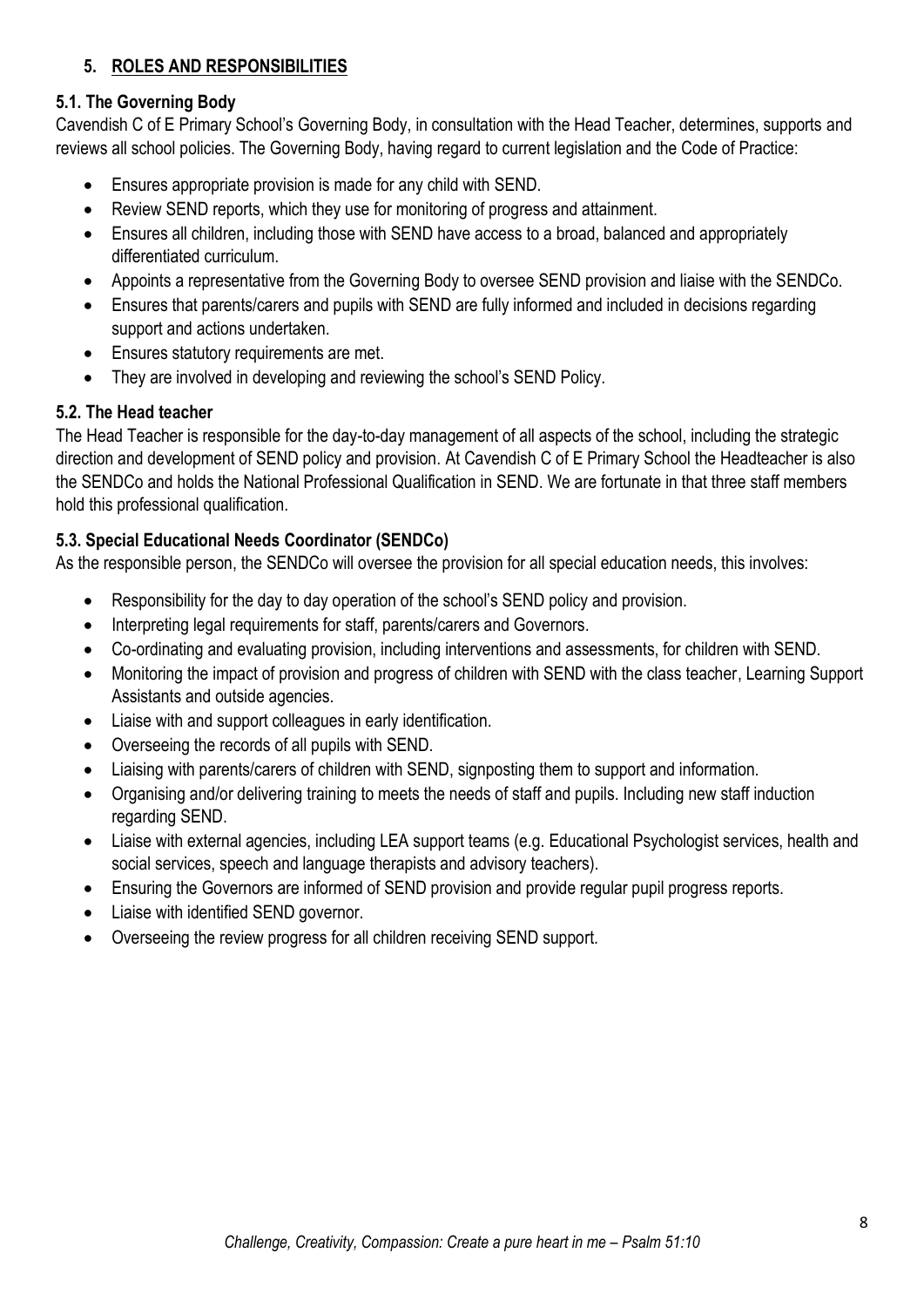## 5. ROLES AND RESPONSIBILITIES

### 5.1. The Governing Body

Cavendish C of E Primary School's Governing Body, in consultation with the Head Teacher, determines, supports and reviews all school policies. The Governing Body, having regard to current legislation and the Code of Practice:

- Ensures appropriate provision is made for any child with SEND.
- Review SEND reports, which they use for monitoring of progress and attainment.
- Ensures all children, including those with SEND have access to a broad, balanced and appropriately differentiated curriculum.
- Appoints a representative from the Governing Body to oversee SEND provision and liaise with the SENDCo.
- Ensures that parents/carers and pupils with SEND are fully informed and included in decisions regarding support and actions undertaken.
- Ensures statutory requirements are met.
- They are involved in developing and reviewing the school's SEND Policy.

### 5.2. The Head teacher

The Head Teacher is responsible for the day-to-day management of all aspects of the school, including the strategic direction and development of SEND policy and provision. At Cavendish C of E Primary School the Headteacher is also the SENDCo and holds the National Professional Qualification in SEND. We are fortunate in that three staff members hold this professional qualification.

### 5.3. Special Educational Needs Coordinator (SENDCo)

As the responsible person, the SENDCo will oversee the provision for all special education needs, this involves:

- Responsibility for the day to day operation of the school's SEND policy and provision.
- Interpreting legal requirements for staff, parents/carers and Governors.
- Co-ordinating and evaluating provision, including interventions and assessments, for children with SEND.
- Monitoring the impact of provision and progress of children with SEND with the class teacher, Learning Support Assistants and outside agencies.
- Liaise with and support colleagues in early identification.
- Overseeing the records of all pupils with SEND.
- Liaising with parents/carers of children with SEND, signposting them to support and information.
- Organising and/or delivering training to meets the needs of staff and pupils. Including new staff induction regarding SEND.
- Liaise with external agencies, including LEA support teams (e.g. Educational Psychologist services, health and social services, speech and language therapists and advisory teachers).
- Ensuring the Governors are informed of SEND provision and provide regular pupil progress reports.
- Liaise with identified SEND governor.
- Overseeing the review progress for all children receiving SEND support.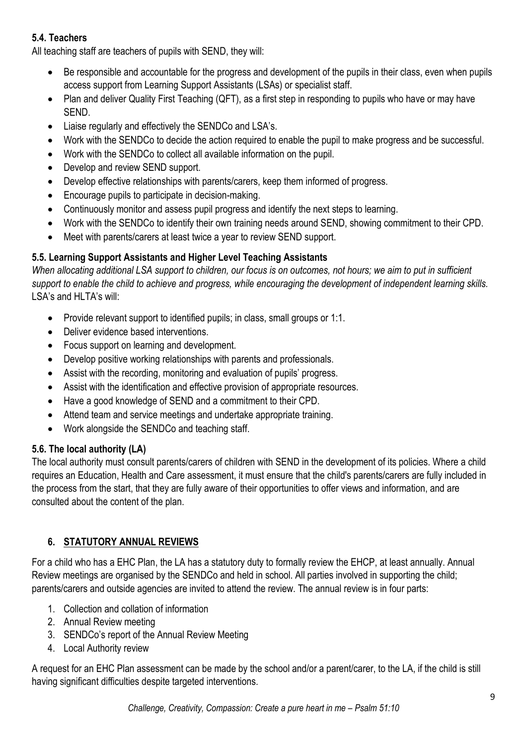### 5.4. Teachers

All teaching staff are teachers of pupils with SEND, they will:

- Be responsible and accountable for the progress and development of the pupils in their class, even when pupils access support from Learning Support Assistants (LSAs) or specialist staff.
- Plan and deliver Quality First Teaching (QFT), as a first step in responding to pupils who have or may have SEND.
- Liaise regularly and effectively the SENDCo and LSA's.
- Work with the SENDCo to decide the action required to enable the pupil to make progress and be successful.
- Work with the SENDCo to collect all available information on the pupil.
- Develop and review SEND support.
- Develop effective relationships with parents/carers, keep them informed of progress.
- Encourage pupils to participate in decision-making.
- Continuously monitor and assess pupil progress and identify the next steps to learning.
- Work with the SENDCo to identify their own training needs around SEND, showing commitment to their CPD.
- Meet with parents/carers at least twice a year to review SEND support.

### 5.5. Learning Support Assistants and Higher Level Teaching Assistants

*When allocating additional LSA support to children, our focus is on outcomes, not hours; we aim to put in sufficient support to enable the child to achieve and progress, while encouraging the development of independent learning skills.*
LSA's and HLTA's will:

- Provide relevant support to identified pupils; in class, small groups or 1:1.
- Deliver evidence based interventions.
- Focus support on learning and development.
- Develop positive working relationships with parents and professionals.
- Assist with the recording, monitoring and evaluation of pupils' progress.
- Assist with the identification and effective provision of appropriate resources.
- Have a good knowledge of SEND and a commitment to their CPD.
- Attend team and service meetings and undertake appropriate training.
- Work alongside the SENDCo and teaching staff.

### 5.6. The local authority (LA)

The local authority must consult parents/carers of children with SEND in the development of its policies. Where a child requires an Education, Health and Care assessment, it must ensure that the child's parents/carers are fully included in the process from the start, that they are fully aware of their opportunities to offer views and information, and are consulted about the content of the plan.

## 6. STATUTORY ANNUAL REVIEWS

For a child who has a EHC Plan, the LA has a statutory duty to formally review the EHCP, at least annually. Annual Review meetings are organised by the SENDCo and held in school. All parties involved in supporting the child; parents/carers and outside agencies are invited to attend the review. The annual review is in four parts:

1. Collection and collation of information
2. Annual Review meeting
3. SENDCo's report of the Annual Review Meeting
4. Local Authority review

A request for an EHC Plan assessment can be made by the school and/or a parent/carer, to the LA, if the child is still having significant difficulties despite targeted interventions.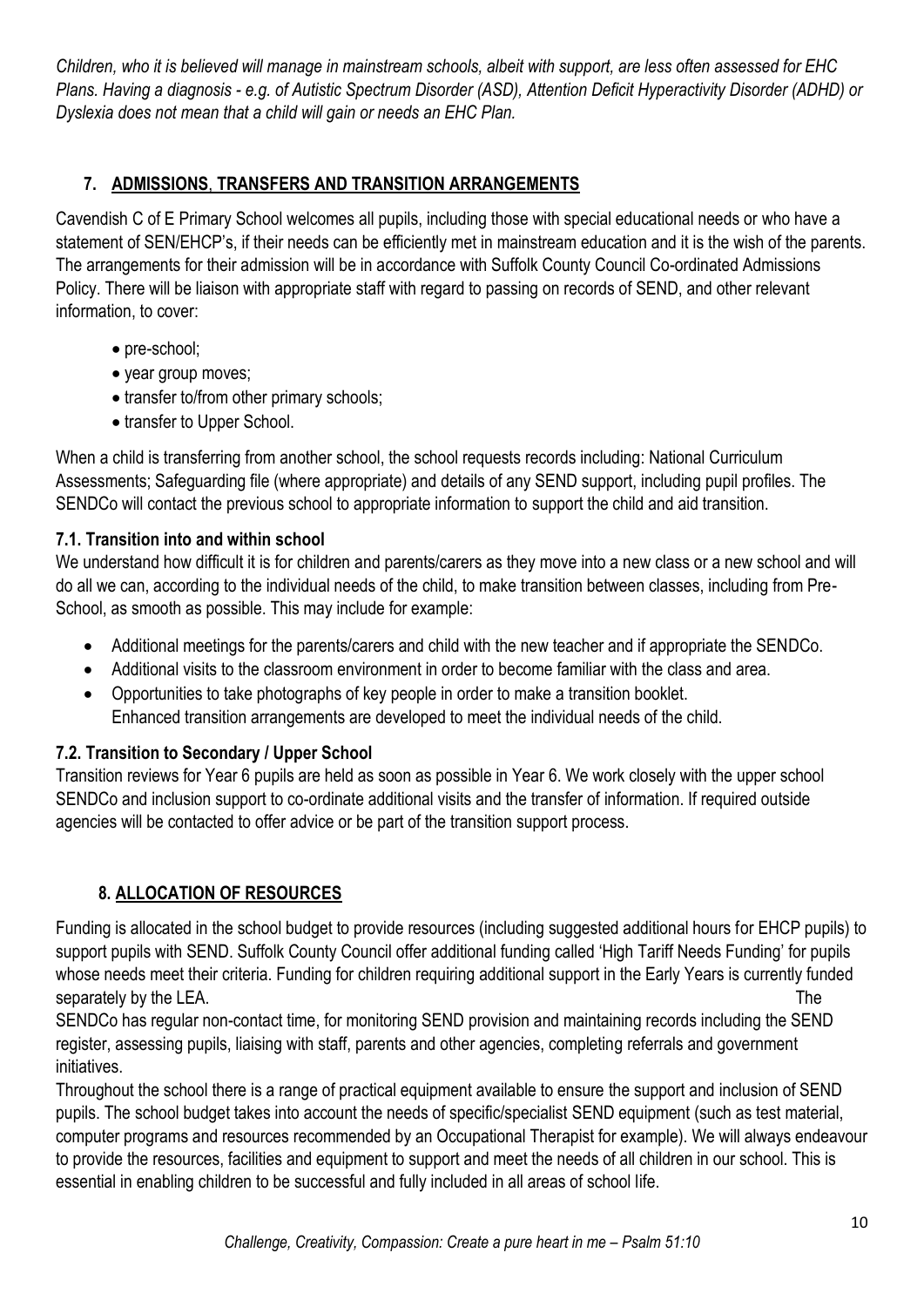*Children, who it is believed will manage in mainstream schools, albeit with support, are less often assessed for EHC Plans. Having a diagnosis - e.g. of Autistic Spectrum Disorder (ASD), Attention Deficit Hyperactivity Disorder (ADHD) or Dyslexia does not mean that a child will gain or needs an EHC Plan.*

## 7. ADMISSIONS, TRANSFERS AND TRANSITION ARRANGEMENTS

Cavendish C of E Primary School welcomes all pupils, including those with special educational needs or who have a statement of SEN/EHCP's, if their needs can be efficiently met in mainstream education and it is the wish of the parents. The arrangements for their admission will be in accordance with Suffolk County Council Co-ordinated Admissions Policy. There will be liaison with appropriate staff with regard to passing on records of SEND, and other relevant information, to cover:

- pre-school;
- year group moves;
- transfer to/from other primary schools;
- transfer to Upper School.

When a child is transferring from another school, the school requests records including: National Curriculum Assessments; Safeguarding file (where appropriate) and details of any SEND support, including pupil profiles. The SENDCo will contact the previous school to appropriate information to support the child and aid transition.

### 7.1. Transition into and within school

We understand how difficult it is for children and parents/carers as they move into a new class or a new school and will do all we can, according to the individual needs of the child, to make transition between classes, including from Pre-School, as smooth as possible. This may include for example:

- Additional meetings for the parents/carers and child with the new teacher and if appropriate the SENDCo.
- Additional visits to the classroom environment in order to become familiar with the class and area.
- Opportunities to take photographs of key people in order to make a transition booklet.
  Enhanced transition arrangements are developed to meet the individual needs of the child.

### 7.2. Transition to Secondary / Upper School

Transition reviews for Year 6 pupils are held as soon as possible in Year 6. We work closely with the upper school SENDCo and inclusion support to co-ordinate additional visits and the transfer of information. If required outside agencies will be contacted to offer advice or be part of the transition support process.

## 8. ALLOCATION OF RESOURCES

Funding is allocated in the school budget to provide resources (including suggested additional hours for EHCP pupils) to support pupils with SEND. Suffolk County Council offer additional funding called 'High Tariff Needs Funding' for pupils whose needs meet their criteria. Funding for children requiring additional support in the Early Years is currently funded separately by the LEA.

The SENDCo has regular non-contact time, for monitoring SEND provision and maintaining records including the SEND register, assessing pupils, liaising with staff, parents and other agencies, completing referrals and government initiatives.

Throughout the school there is a range of practical equipment available to ensure the support and inclusion of SEND pupils. The school budget takes into account the needs of specific/specialist SEND equipment (such as test material, computer programs and resources recommended by an Occupational Therapist for example). We will always endeavour to provide the resources, facilities and equipment to support and meet the needs of all children in our school. This is essential in enabling children to be successful and fully included in all areas of school life.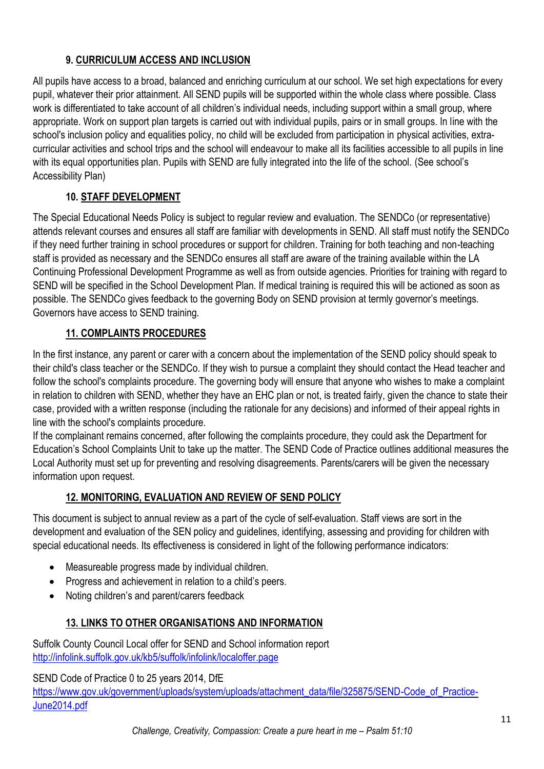## 9. CURRICULUM ACCESS AND INCLUSION

All pupils have access to a broad, balanced and enriching curriculum at our school. We set high expectations for every pupil, whatever their prior attainment. All SEND pupils will be supported within the whole class where possible. Class work is differentiated to take account of all children's individual needs, including support within a small group, where appropriate. Work on support plan targets is carried out with individual pupils, pairs or in small groups. In line with the school's inclusion policy and equalities policy, no child will be excluded from participation in physical activities, extra-curricular activities and school trips and the school will endeavour to make all its facilities accessible to all pupils in line with its equal opportunities plan. Pupils with SEND are fully integrated into the life of the school. (See school's Accessibility Plan)

## 10. STAFF DEVELOPMENT

The Special Educational Needs Policy is subject to regular review and evaluation. The SENDCo (or representative) attends relevant courses and ensures all staff are familiar with developments in SEND. All staff must notify the SENDCo if they need further training in school procedures or support for children. Training for both teaching and non-teaching staff is provided as necessary and the SENDCo ensures all staff are aware of the training available within the LA Continuing Professional Development Programme as well as from outside agencies. Priorities for training with regard to SEND will be specified in the School Development Plan. If medical training is required this will be actioned as soon as possible. The SENDCo gives feedback to the governing Body on SEND provision at termly governor's meetings. Governors have access to SEND training.

## 11. COMPLAINTS PROCEDURES

In the first instance, any parent or carer with a concern about the implementation of the SEND policy should speak to their child's class teacher or the SENDCo. If they wish to pursue a complaint they should contact the Head teacher and follow the school's complaints procedure. The governing body will ensure that anyone who wishes to make a complaint in relation to children with SEND, whether they have an EHC plan or not, is treated fairly, given the chance to state their case, provided with a written response (including the rationale for any decisions) and informed of their appeal rights in line with the school's complaints procedure.

If the complainant remains concerned, after following the complaints procedure, they could ask the Department for Education's School Complaints Unit to take up the matter. The SEND Code of Practice outlines additional measures the Local Authority must set up for preventing and resolving disagreements. Parents/carers will be given the necessary information upon request.

## 12. MONITORING, EVALUATION AND REVIEW OF SEND POLICY

This document is subject to annual review as a part of the cycle of self-evaluation. Staff views are sort in the development and evaluation of the SEN policy and guidelines, identifying, assessing and providing for children with special educational needs. Its effectiveness is considered in light of the following performance indicators:

- Measureable progress made by individual children.
- Progress and achievement in relation to a child's peers.
- Noting children's and parent/carers feedback

## 13. LINKS TO OTHER ORGANISATIONS AND INFORMATION

Suffolk County Council Local offer for SEND and School information report
[http://infolink.suffolk.gov.uk/kb5/suffolk/infolink/localoffer.page](http://infolink.suffolk.gov.uk/kb5/suffolk/infolink/localoffer.page)

SEND Code of Practice 0 to 25 years 2014, DfE
[https://www.gov.uk/government/uploads/system/uploads/attachment_data/file/325875/SEND-Code_of_Practice-June2014.pdf](https://www.gov.uk/government/uploads/system/uploads/attachment_data/file/325875/SEND-Code_of_Practice-June2014.pdf)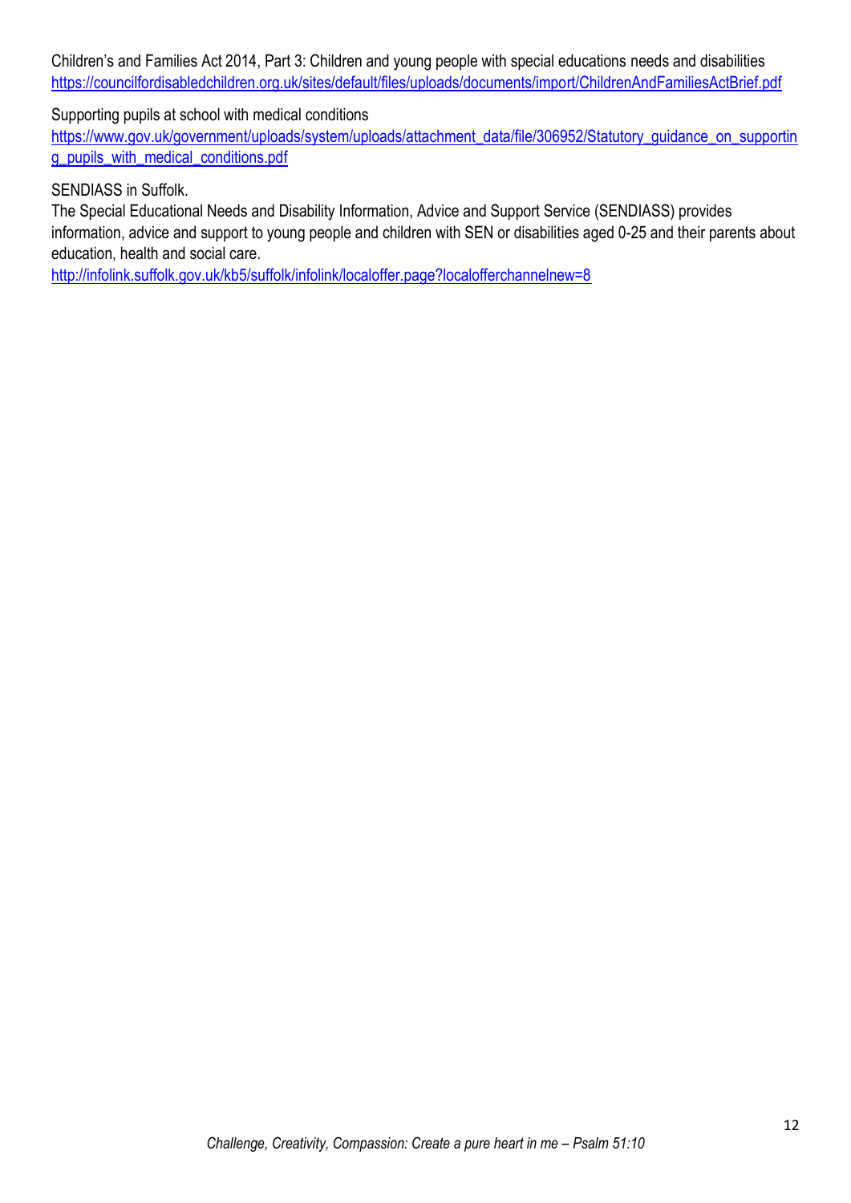Children's and Families Act 2014, Part 3: Children and young people with special educations needs and disabilities
https://councilfordisabledchildren.org.uk/sites/default/files/uploads/documents/import/ChildrenAndFamiliesActBrief.pdf

Supporting pupils at school with medical conditions
https://www.gov.uk/government/uploads/system/uploads/attachment_data/file/306952/Statutory_guidance_on_supporting_pupils_with_medical_conditions.pdf

SENDIASS in Suffolk.
The Special Educational Needs and Disability Information, Advice and Support Service (SENDIASS) provides information, advice and support to young people and children with SEN or disabilities aged 0-25 and their parents about education, health and social care.
http://infolink.suffolk.gov.uk/kb5/suffolk/infolink/localoffer.page?localofferchannelnew=8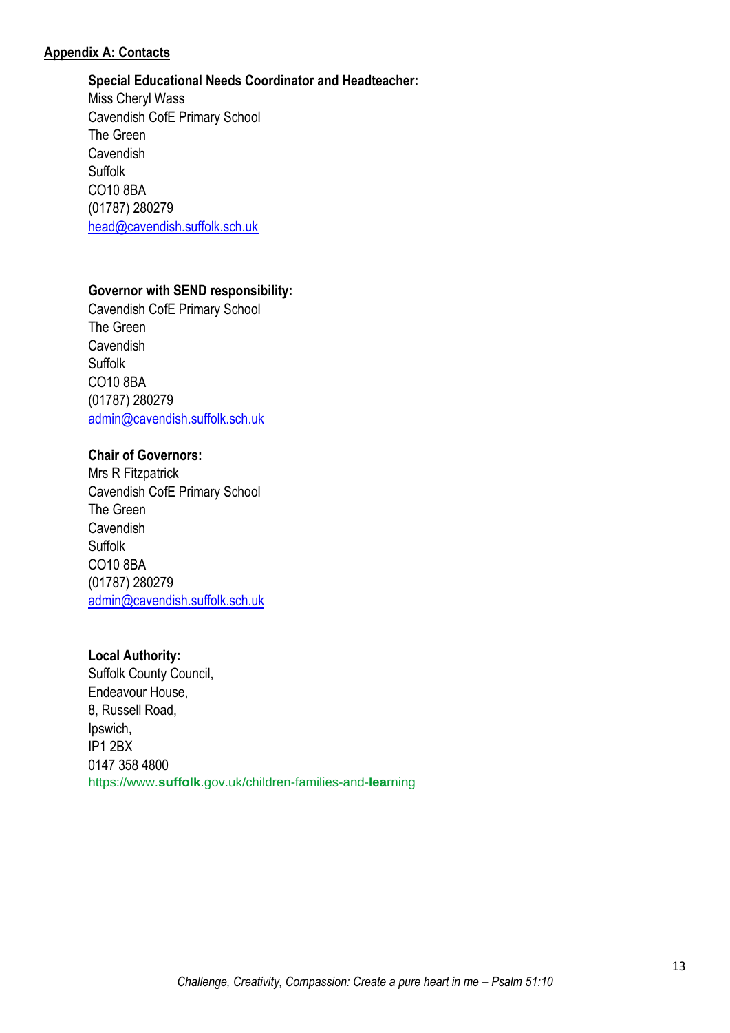## Appendix A: Contacts

**Special Educational Needs Coordinator and Headteacher:**
Miss Cheryl Wass
Cavendish CofE Primary School
The Green
Cavendish
Suffolk
CO10 8BA
(01787) 280279
head@cavendish.suffolk.sch.uk

**Governor with SEND responsibility:**
Cavendish CofE Primary School
The Green
Cavendish
Suffolk
CO10 8BA
(01787) 280279
admin@cavendish.suffolk.sch.uk

**Chair of Governors:**
Mrs R Fitzpatrick
Cavendish CofE Primary School
The Green
Cavendish
Suffolk
CO10 8BA
(01787) 280279
admin@cavendish.suffolk.sch.uk

**Local Authority:**
Suffolk County Council,
Endeavour House,
8, Russell Road,
Ipswich,
IP1 2BX
0147 358 4800
https://www.**suffolk**.gov.uk/children-families-and-**lea**rning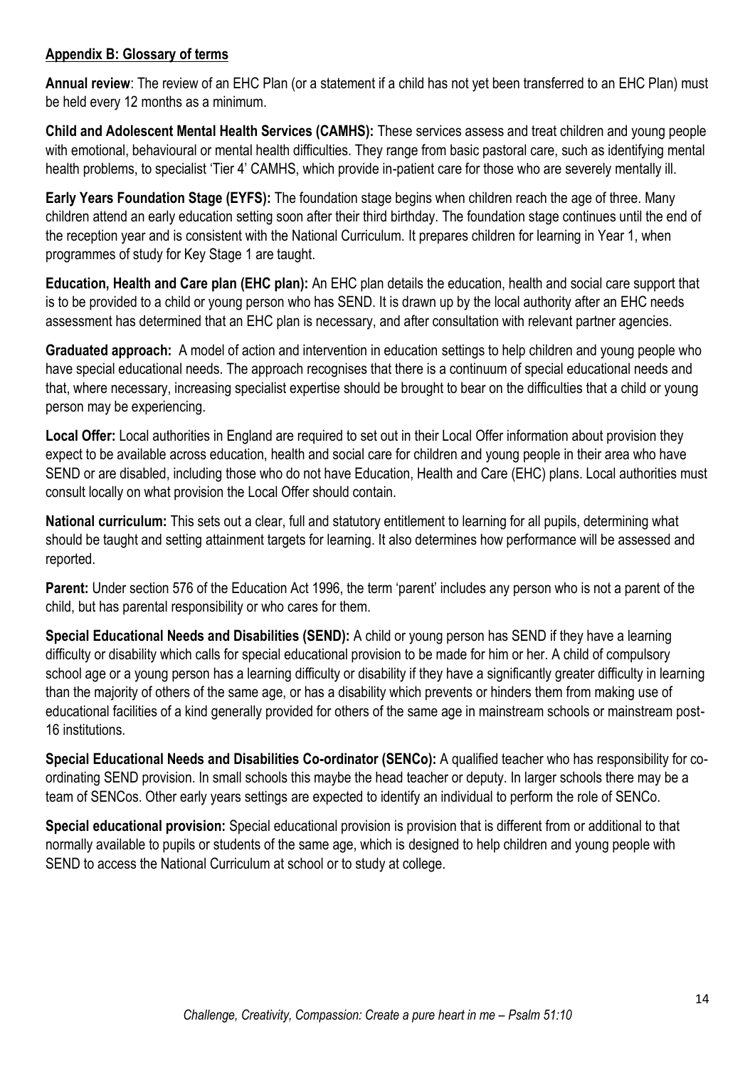## Appendix B: Glossary of terms

**Annual review**: The review of an EHC Plan (or a statement if a child has not yet been transferred to an EHC Plan) must be held every 12 months as a minimum.

**Child and Adolescent Mental Health Services (CAMHS):** These services assess and treat children and young people with emotional, behavioural or mental health difficulties. They range from basic pastoral care, such as identifying mental health problems, to specialist 'Tier 4' CAMHS, which provide in-patient care for those who are severely mentally ill.

**Early Years Foundation Stage (EYFS):** The foundation stage begins when children reach the age of three. Many children attend an early education setting soon after their third birthday. The foundation stage continues until the end of the reception year and is consistent with the National Curriculum. It prepares children for learning in Year 1, when programmes of study for Key Stage 1 are taught.

**Education, Health and Care plan (EHC plan):** An EHC plan details the education, health and social care support that is to be provided to a child or young person who has SEND. It is drawn up by the local authority after an EHC needs assessment has determined that an EHC plan is necessary, and after consultation with relevant partner agencies.

**Graduated approach:** A model of action and intervention in education settings to help children and young people who have special educational needs. The approach recognises that there is a continuum of special educational needs and that, where necessary, increasing specialist expertise should be brought to bear on the difficulties that a child or young person may be experiencing.

**Local Offer:** Local authorities in England are required to set out in their Local Offer information about provision they expect to be available across education, health and social care for children and young people in their area who have SEND or are disabled, including those who do not have Education, Health and Care (EHC) plans. Local authorities must consult locally on what provision the Local Offer should contain.

**National curriculum:** This sets out a clear, full and statutory entitlement to learning for all pupils, determining what should be taught and setting attainment targets for learning. It also determines how performance will be assessed and reported.

**Parent:** Under section 576 of the Education Act 1996, the term 'parent' includes any person who is not a parent of the child, but has parental responsibility or who cares for them.

**Special Educational Needs and Disabilities (SEND):** A child or young person has SEND if they have a learning difficulty or disability which calls for special educational provision to be made for him or her. A child of compulsory school age or a young person has a learning difficulty or disability if they have a significantly greater difficulty in learning than the majority of others of the same age, or has a disability which prevents or hinders them from making use of educational facilities of a kind generally provided for others of the same age in mainstream schools or mainstream post-16 institutions.

**Special Educational Needs and Disabilities Co-ordinator (SENCo):** A qualified teacher who has responsibility for co-ordinating SEND provision. In small schools this maybe the head teacher or deputy. In larger schools there may be a team of SENCos. Other early years settings are expected to identify an individual to perform the role of SENCo.

**Special educational provision:** Special educational provision is provision that is different from or additional to that normally available to pupils or students of the same age, which is designed to help children and young people with SEND to access the National Curriculum at school or to study at college.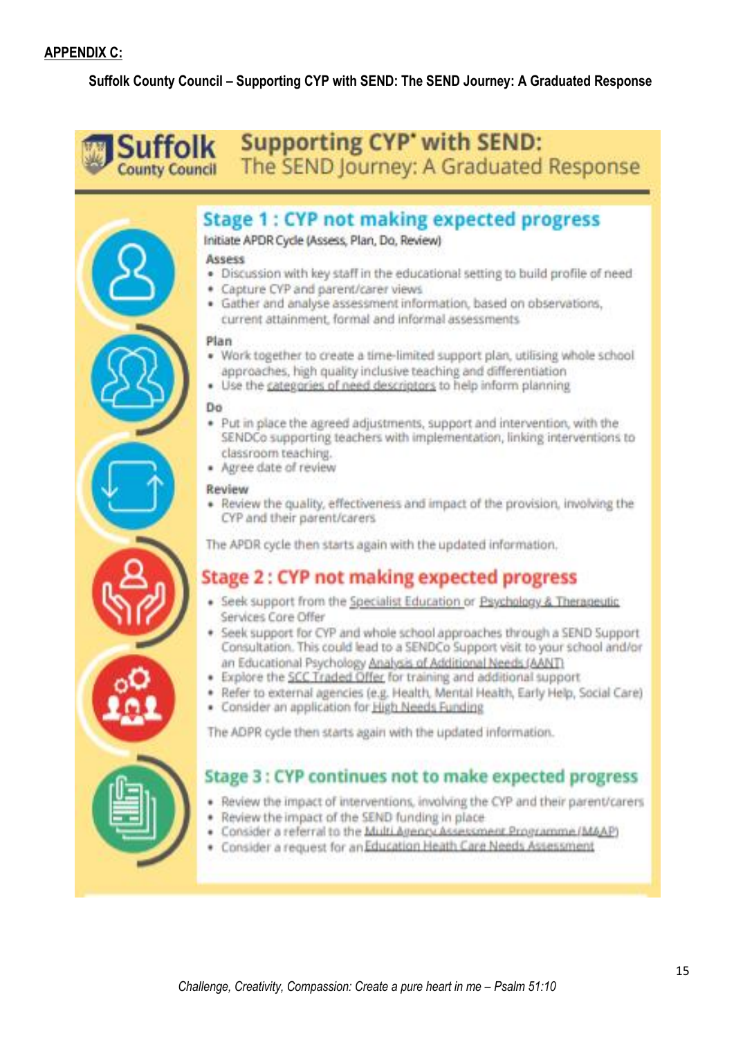**APPENDIX C:**

**Suffolk County Council – Supporting CYP with SEND: The SEND Journey: A Graduated Response**

Suffolk County Council

# Supporting CYP* with SEND: The SEND Journey: A Graduated Response

## Stage 1 : CYP not making expected progress

Initiate APDR Cycle (Assess, Plan, Do, Review)

**Assess**

- Discussion with key staff in the educational setting to build profile of need
- Capture CYP and parent/carer views
- Gather and analyse assessment information, based on observations, current attainment, formal and informal assessments

**Plan**

- Work together to create a time-limited support plan, utilising whole school approaches, high quality inclusive teaching and differentiation
- Use the categories of need descriptors to help inform planning

**Do**

- Put in place the agreed adjustments, support and intervention, with the SENDCo supporting teachers with implementation, linking interventions to classroom teaching.
- Agree date of review

**Review**

- Review the quality, effectiveness and impact of the provision, involving the CYP and their parent/carers

The APDR cycle then starts again with the updated information.

## Stage 2 : CYP not making expected progress

- Seek support from the Specialist Education or Psychology & Therapeutic Services Core Offer
- Seek support for CYP and whole school approaches through a SEND Support Consultation. This could lead to a SENDCo Support visit to your school and/or an Educational Psychology Analysis of Additional Needs (AANT)
- Explore the SCC Traded Offer for training and additional support
- Refer to external agencies (e.g. Health, Mental Health, Early Help, Social Care)
- Consider an application for High Needs Funding

The ADPR cycle then starts again with the updated information.

## Stage 3 : CYP continues not to make expected progress

- Review the impact of interventions, involving the CYP and their parent/carers
- Review the impact of the SEND funding in place
- Consider a referral to the Multi Agency Assessment Programme (MAAP)
- Consider a request for an Education Heath Care Needs Assessment

*Challenge, Creativity, Compassion: Create a pure heart in me – Psalm 51:10*